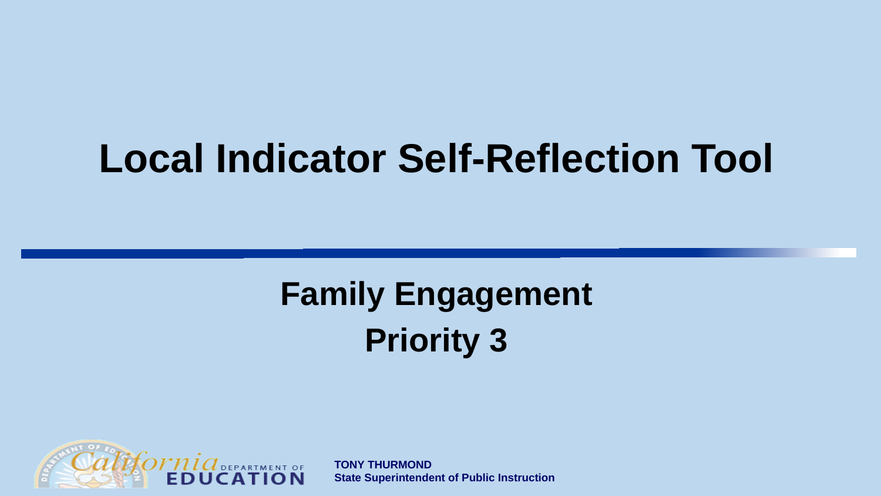# Local Indicator Self-Reflection Tool

## Family Engagement
## Priority 3

California DEPARTMENT OF EDUCATION

**TONY THURMOND**
**State Superintendent of Public Instruction**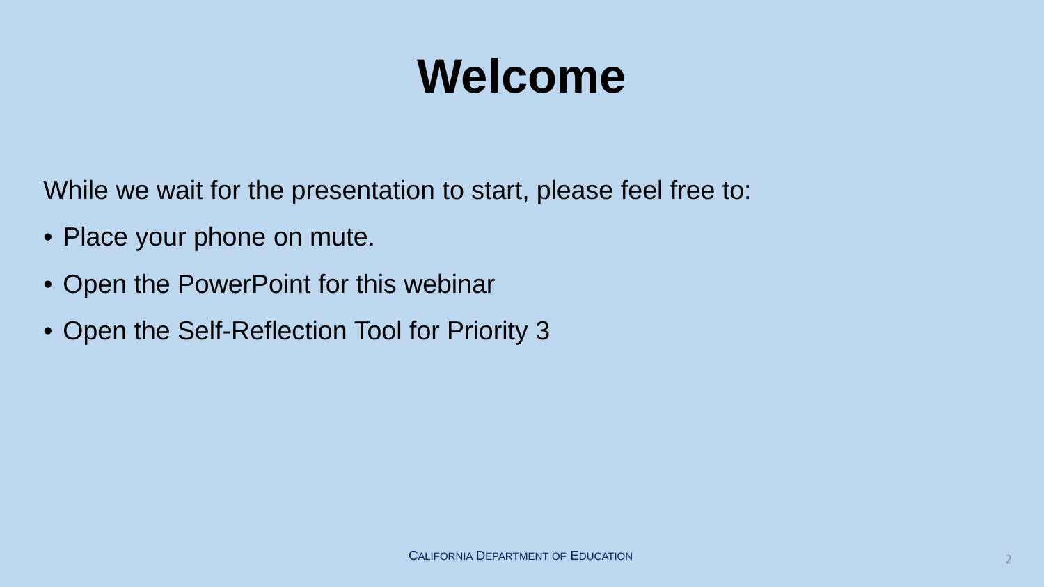# Welcome

While we wait for the presentation to start, please feel free to:

- Place your phone on mute.
- Open the PowerPoint for this webinar
- Open the Self-Reflection Tool for Priority 3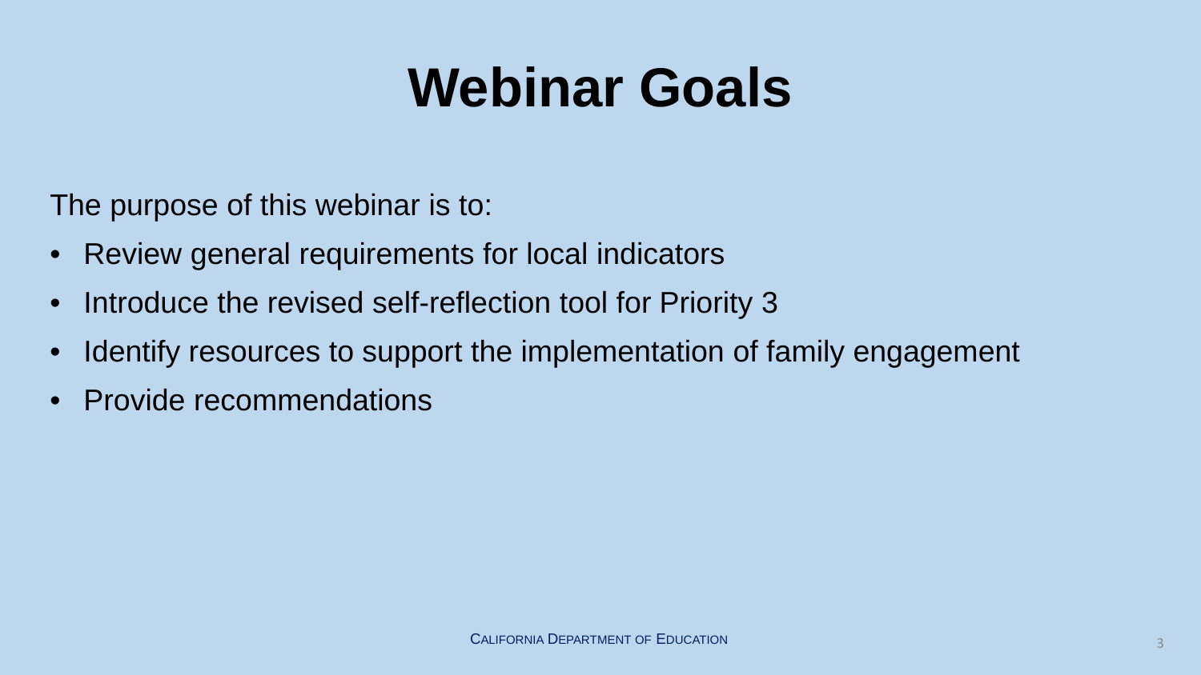# Webinar Goals

The purpose of this webinar is to:

- Review general requirements for local indicators
- Introduce the revised self-reflection tool for Priority 3
- Identify resources to support the implementation of family engagement
- Provide recommendations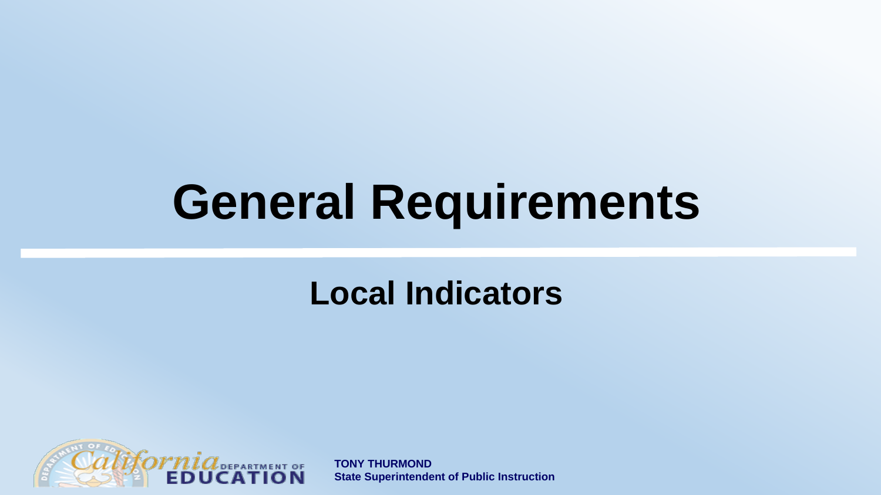# General Requirements

## Local Indicators

TONY THURMOND
State Superintendent of Public Instruction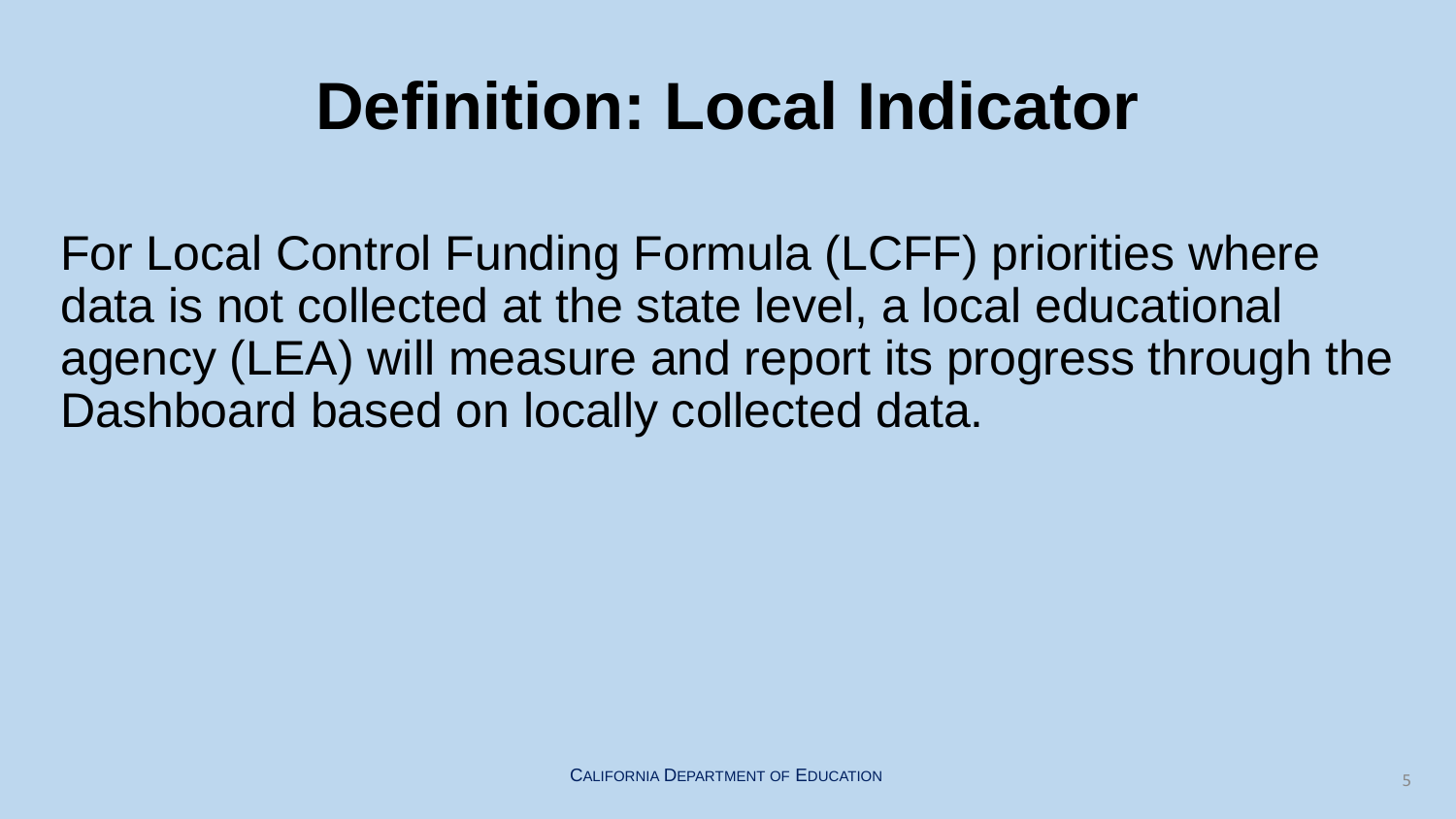# Definition: Local Indicator

For Local Control Funding Formula (LCFF) priorities where data is not collected at the state level, a local educational agency (LEA) will measure and report its progress through the Dashboard based on locally collected data.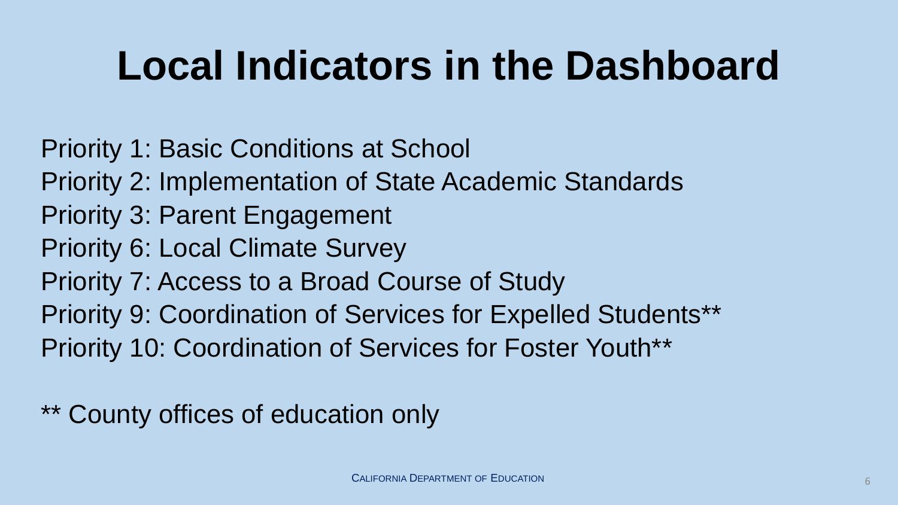# Local Indicators in the Dashboard

Priority 1: Basic Conditions at School
Priority 2: Implementation of State Academic Standards
Priority 3: Parent Engagement
Priority 6: Local Climate Survey
Priority 7: Access to a Broad Course of Study
Priority 9: Coordination of Services for Expelled Students**
Priority 10: Coordination of Services for Foster Youth**

** County offices of education only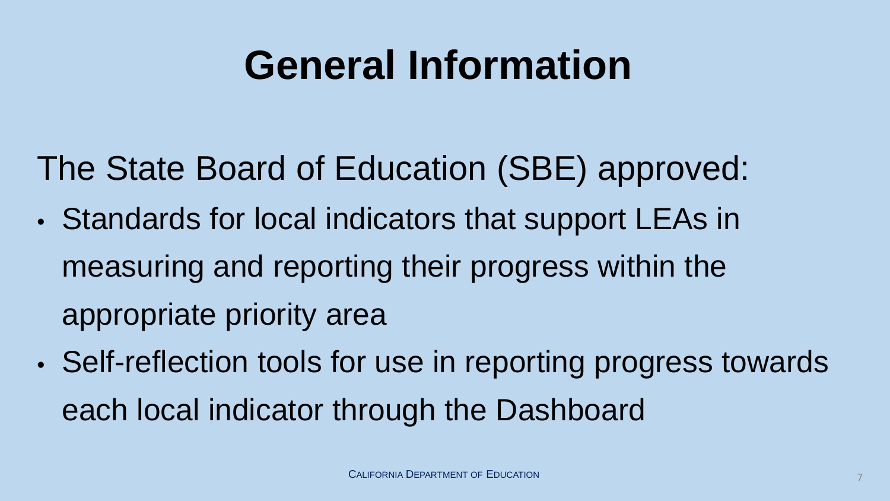# General Information

The State Board of Education (SBE) approved:

- Standards for local indicators that support LEAs in measuring and reporting their progress within the appropriate priority area
- Self-reflection tools for use in reporting progress towards each local indicator through the Dashboard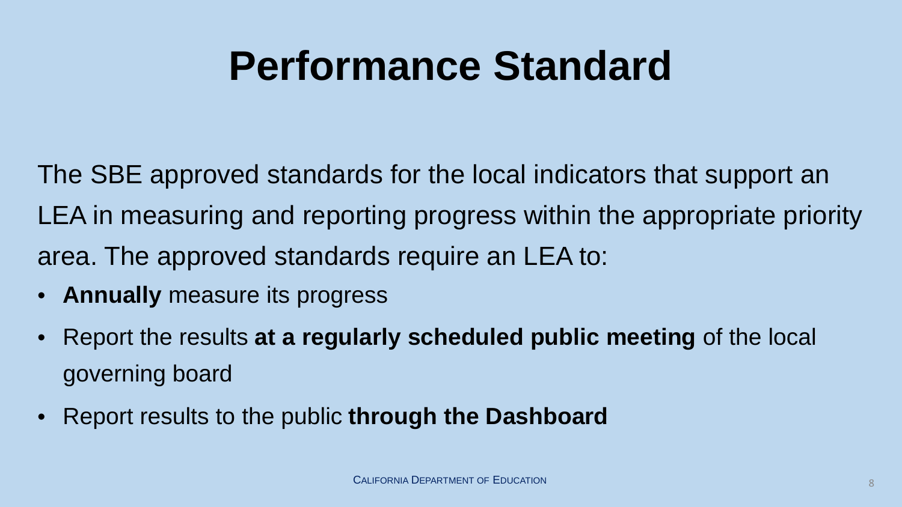# Performance Standard

The SBE approved standards for the local indicators that support an LEA in measuring and reporting progress within the appropriate priority area. The approved standards require an LEA to:

- **Annually** measure its progress
- Report the results **at a regularly scheduled public meeting** of the local governing board
- Report results to the public **through the Dashboard**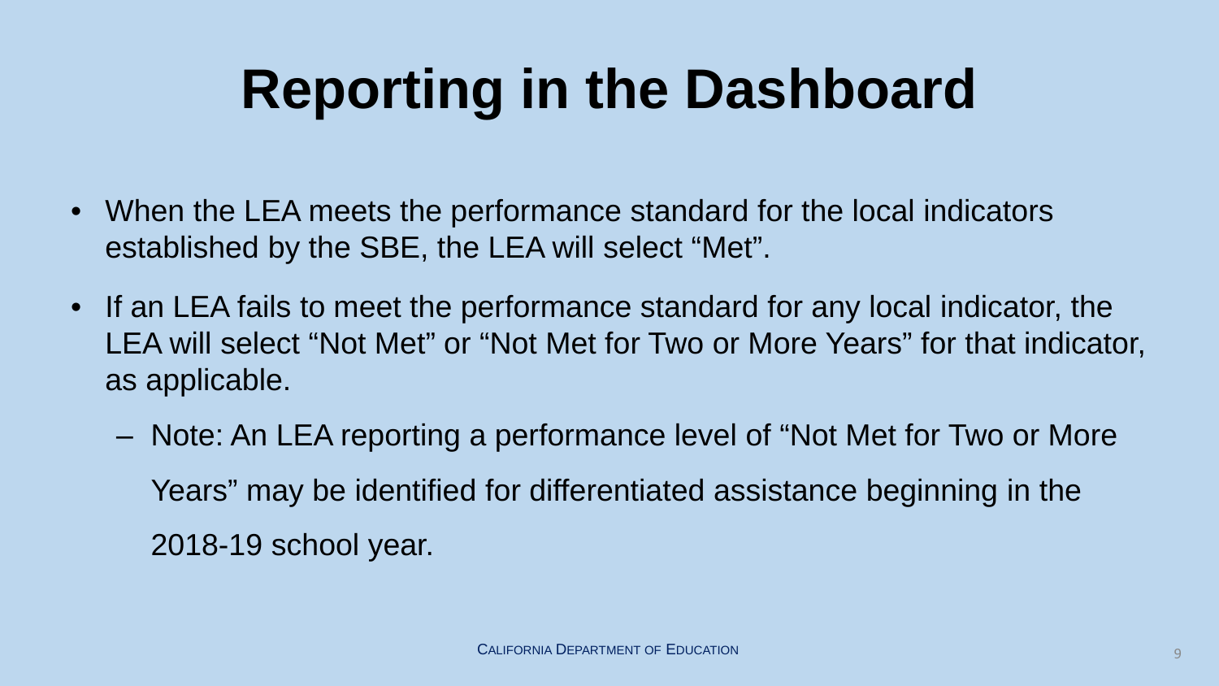# Reporting in the Dashboard

- When the LEA meets the performance standard for the local indicators established by the SBE, the LEA will select "Met".
- If an LEA fails to meet the performance standard for any local indicator, the LEA will select "Not Met" or "Not Met for Two or More Years" for that indicator, as applicable.
  - Note: An LEA reporting a performance level of "Not Met for Two or More Years" may be identified for differentiated assistance beginning in the 2018-19 school year.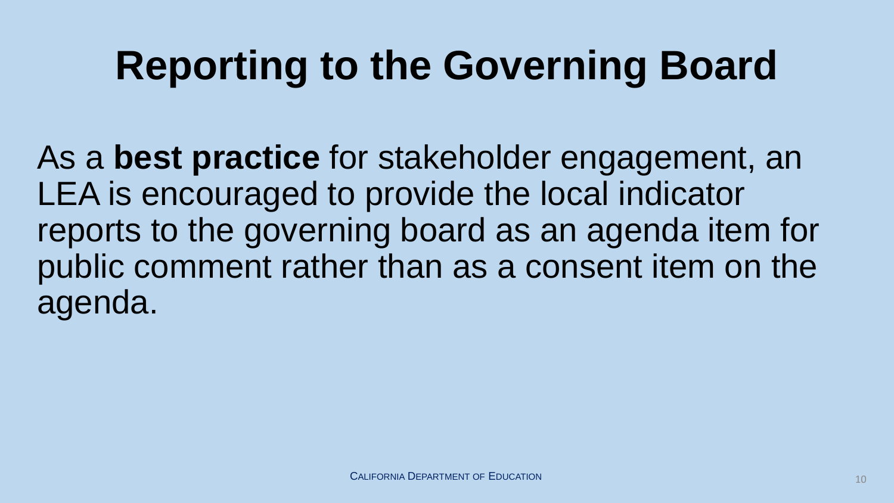# Reporting to the Governing Board

As a **best practice** for stakeholder engagement, an LEA is encouraged to provide the local indicator reports to the governing board as an agenda item for public comment rather than as a consent item on the agenda.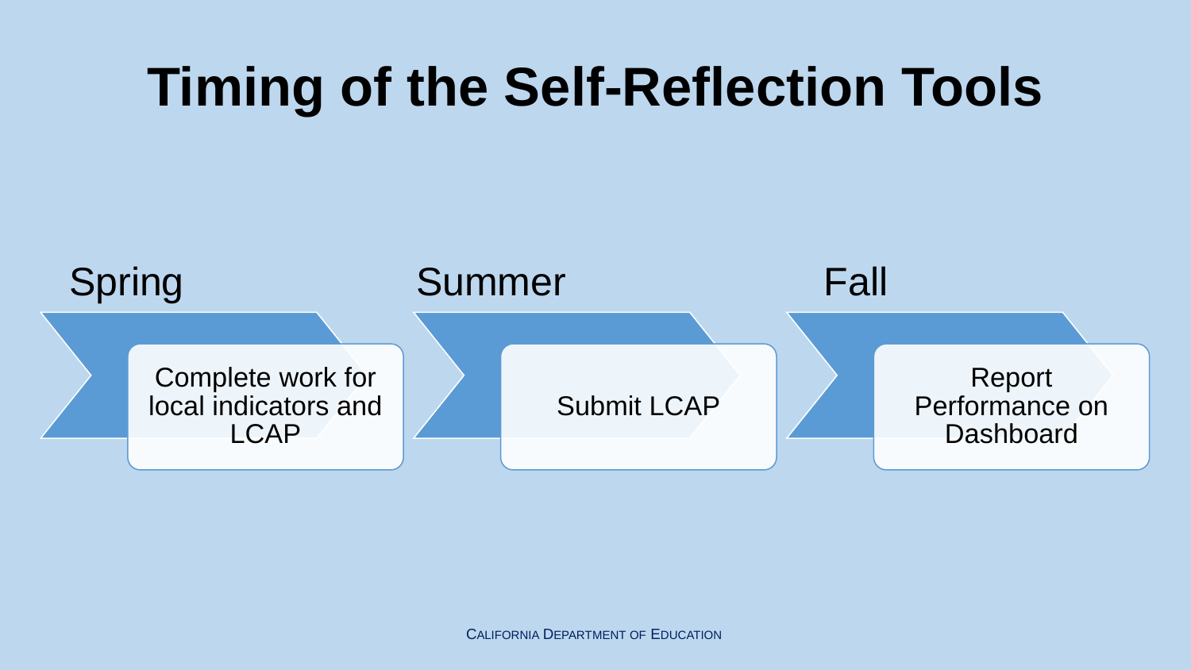# Timing of the Self-Reflection Tools

**Spring**
- Complete work for local indicators and LCAP

**Summer**
- Submit LCAP

**Fall**
- Report Performance on Dashboard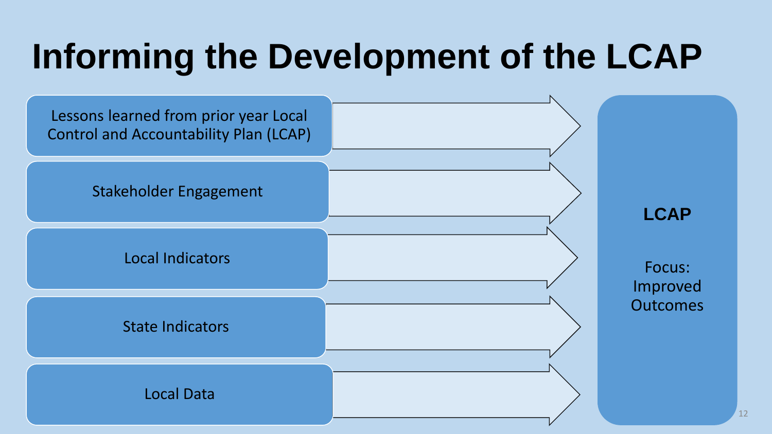# Informing the Development of the LCAP

- Lessons learned from prior year Local Control and Accountability Plan (LCAP)
- Stakeholder Engagement
- Local Indicators
- State Indicators
- Local Data

**LCAP**

Focus: Improved Outcomes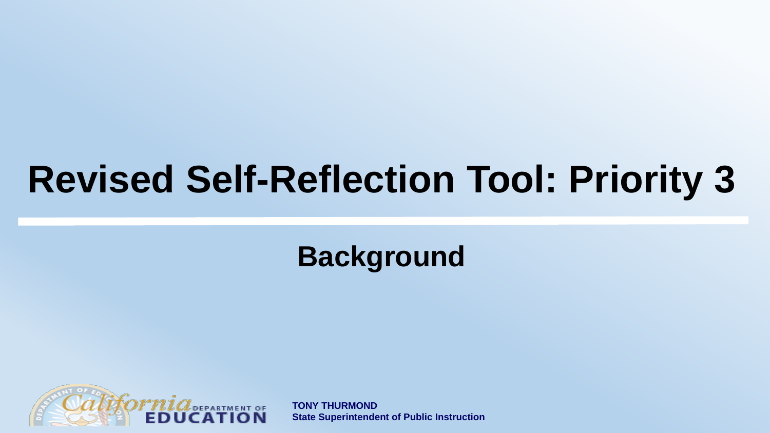# Revised Self-Reflection Tool: Priority 3

## Background

TONY THURMOND
State Superintendent of Public Instruction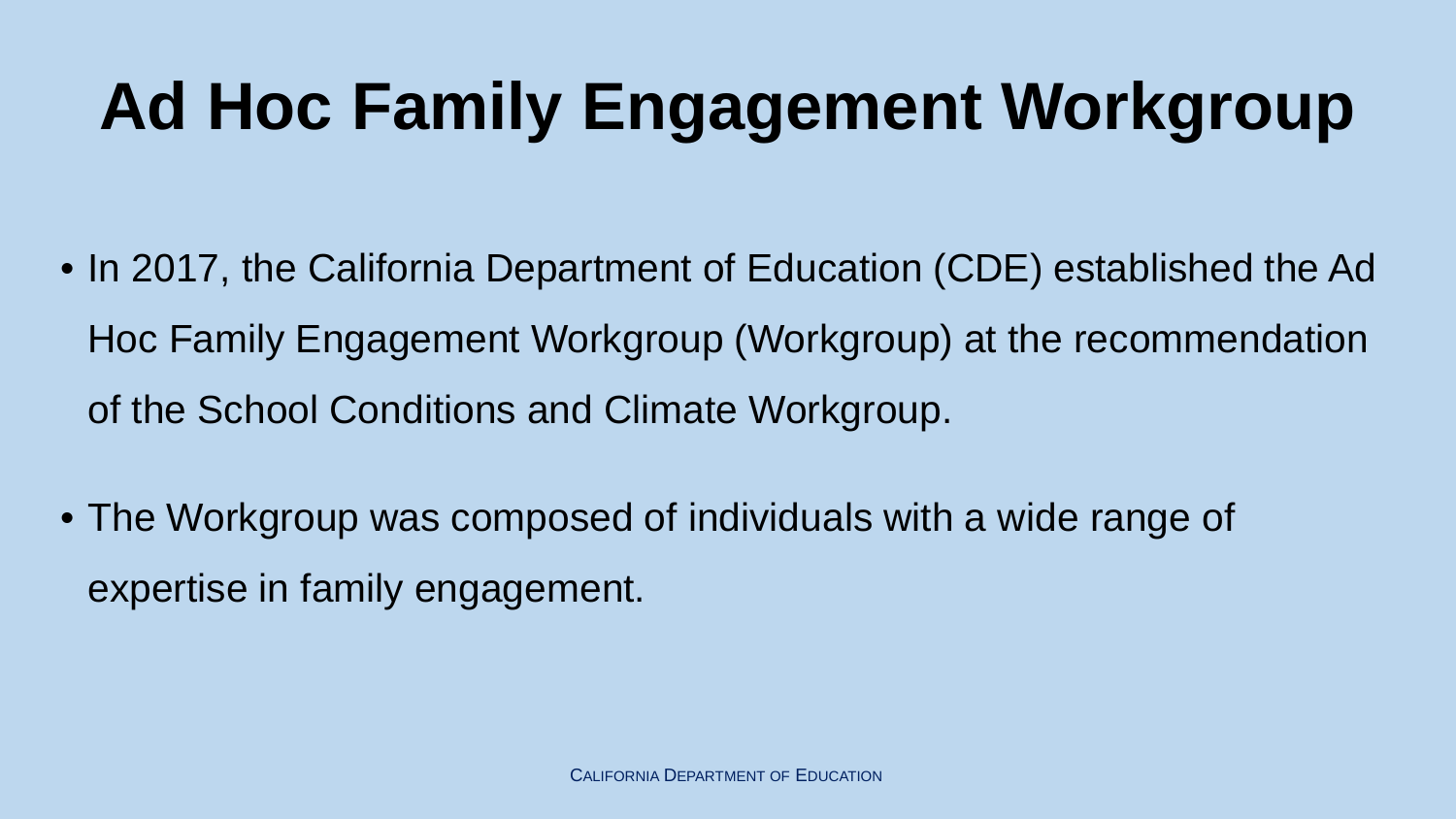# Ad Hoc Family Engagement Workgroup

- In 2017, the California Department of Education (CDE) established the Ad Hoc Family Engagement Workgroup (Workgroup) at the recommendation of the School Conditions and Climate Workgroup.
- The Workgroup was composed of individuals with a wide range of expertise in family engagement.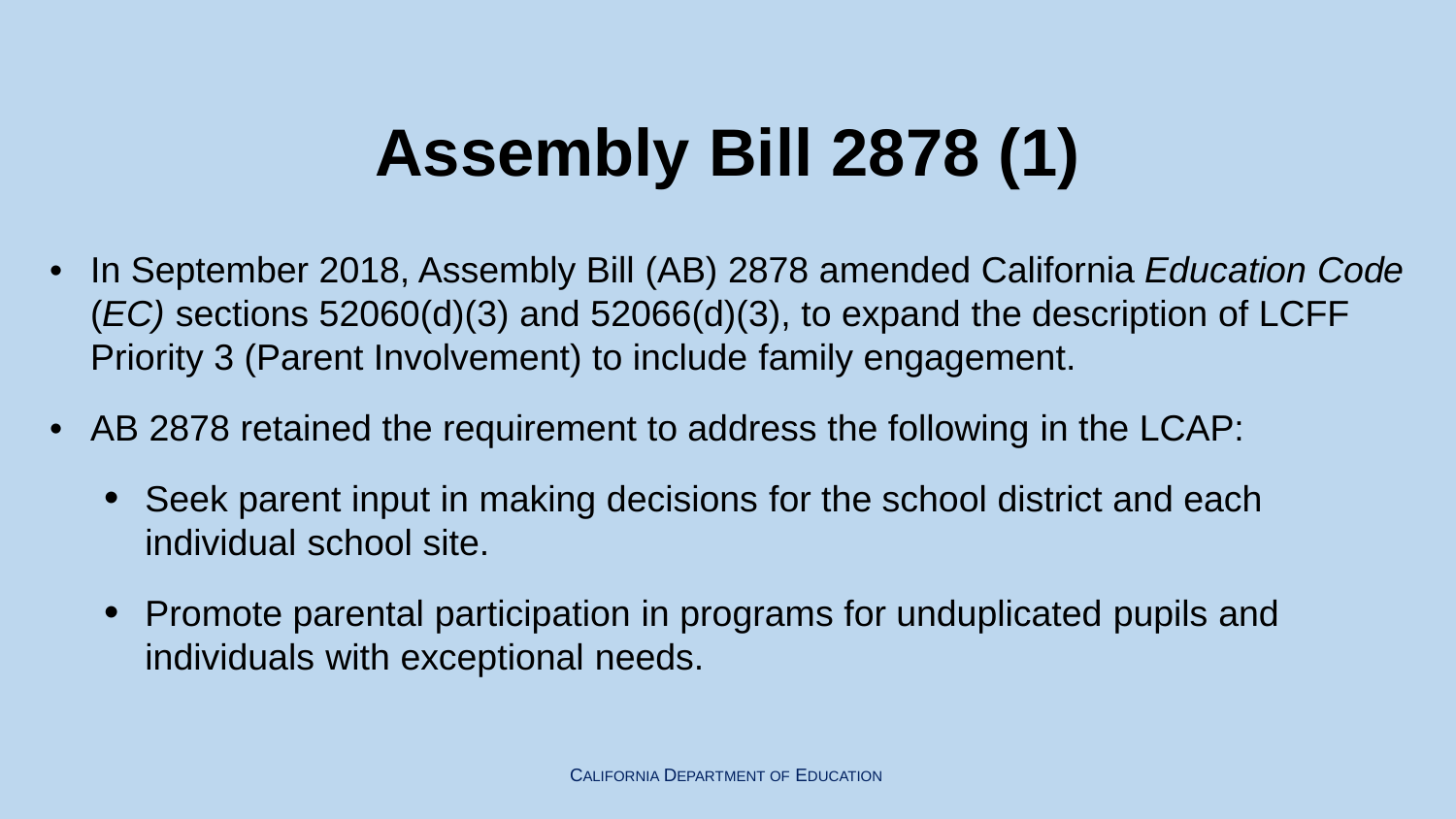# Assembly Bill 2878 (1)

- In September 2018, Assembly Bill (AB) 2878 amended California *Education Code* (*EC)* sections 52060(d)(3) and 52066(d)(3), to expand the description of LCFF Priority 3 (Parent Involvement) to include family engagement.
- AB 2878 retained the requirement to address the following in the LCAP:
  - Seek parent input in making decisions for the school district and each individual school site.
  - Promote parental participation in programs for unduplicated pupils and individuals with exceptional needs.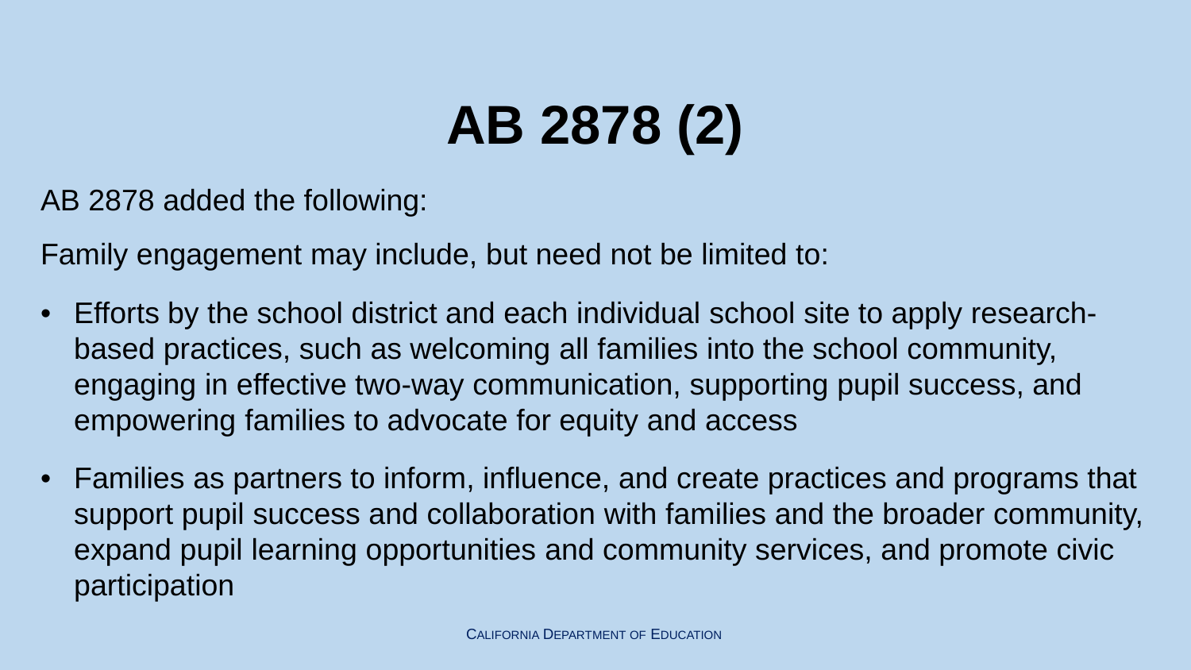# AB 2878 (2)

AB 2878 added the following:

Family engagement may include, but need not be limited to:

- Efforts by the school district and each individual school site to apply research-based practices, such as welcoming all families into the school community, engaging in effective two-way communication, supporting pupil success, and empowering families to advocate for equity and access
- Families as partners to inform, influence, and create practices and programs that support pupil success and collaboration with families and the broader community, expand pupil learning opportunities and community services, and promote civic participation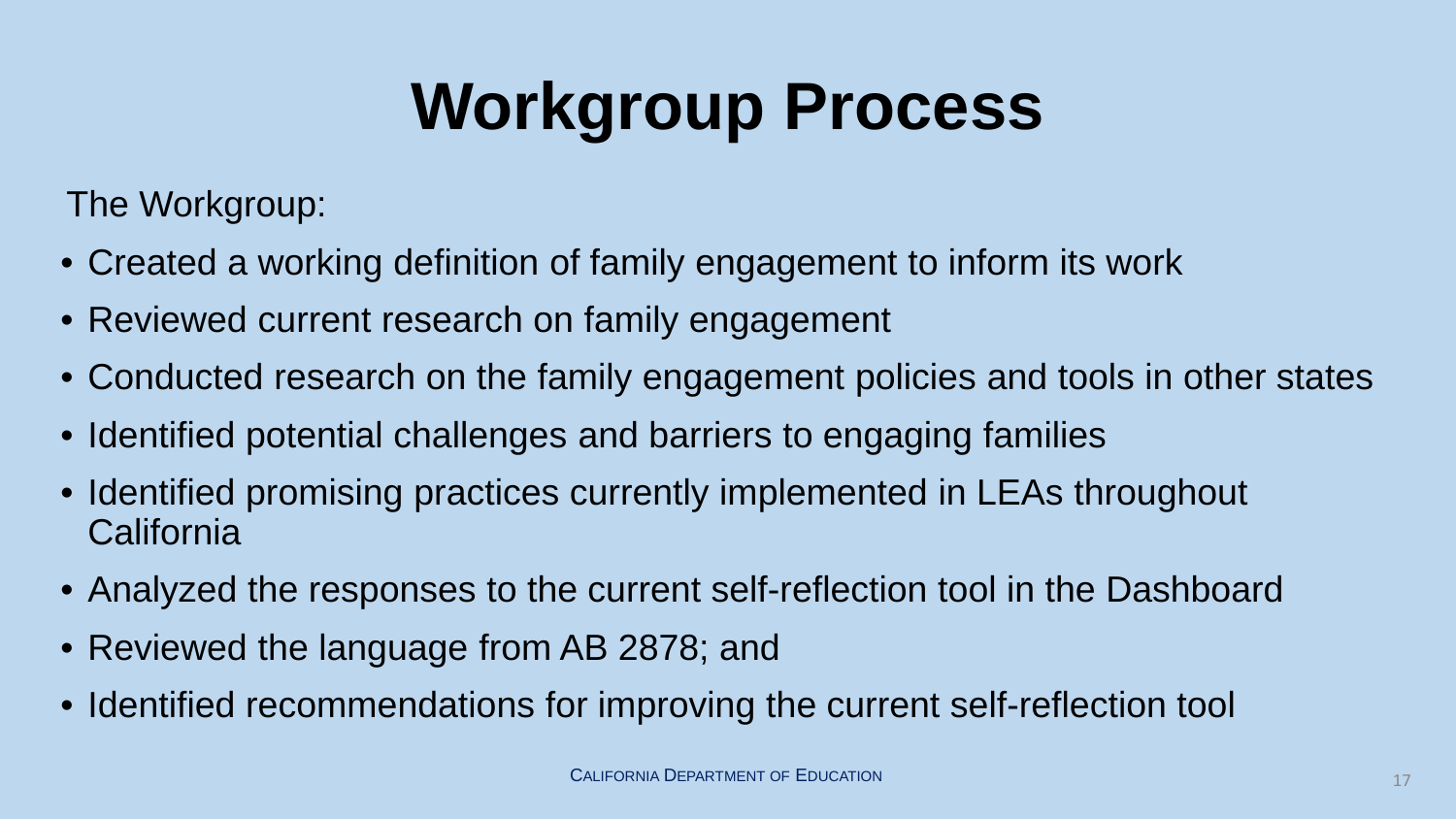# Workgroup Process

The Workgroup:

- Created a working definition of family engagement to inform its work
- Reviewed current research on family engagement
- Conducted research on the family engagement policies and tools in other states
- Identified potential challenges and barriers to engaging families
- Identified promising practices currently implemented in LEAs throughout California
- Analyzed the responses to the current self-reflection tool in the Dashboard
- Reviewed the language from AB 2878; and
- Identified recommendations for improving the current self-reflection tool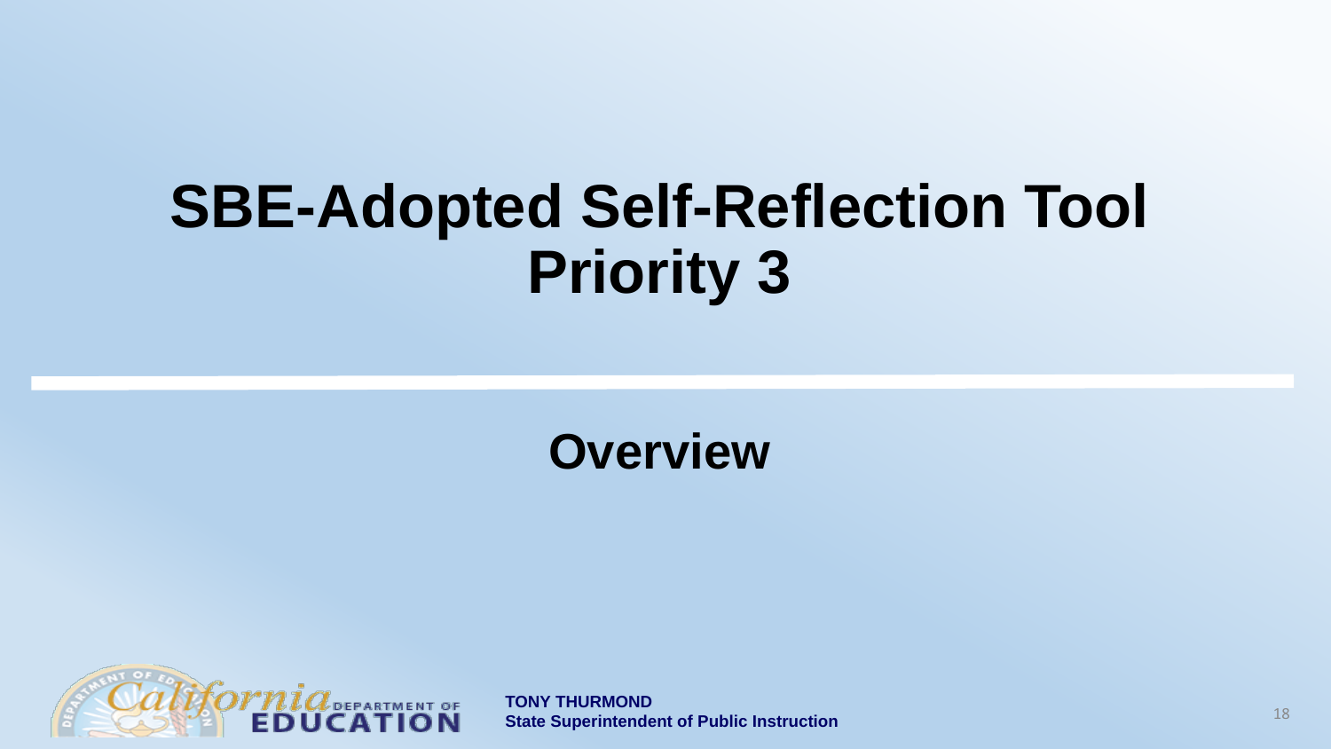# SBE-Adopted Self-Reflection Tool Priority 3

## Overview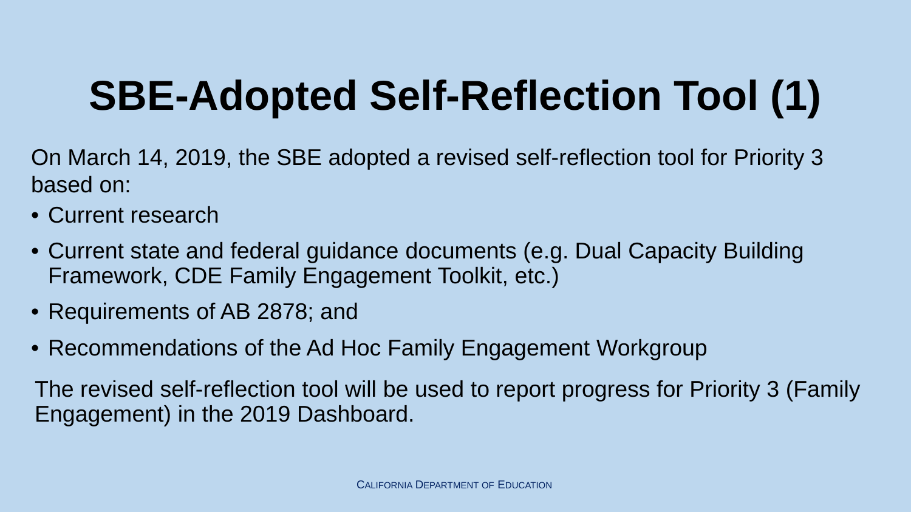# SBE-Adopted Self-Reflection Tool (1)

On March 14, 2019, the SBE adopted a revised self-reflection tool for Priority 3 based on:

- Current research
- Current state and federal guidance documents (e.g. Dual Capacity Building Framework, CDE Family Engagement Toolkit, etc.)
- Requirements of AB 2878; and
- Recommendations of the Ad Hoc Family Engagement Workgroup

The revised self-reflection tool will be used to report progress for Priority 3 (Family Engagement) in the 2019 Dashboard.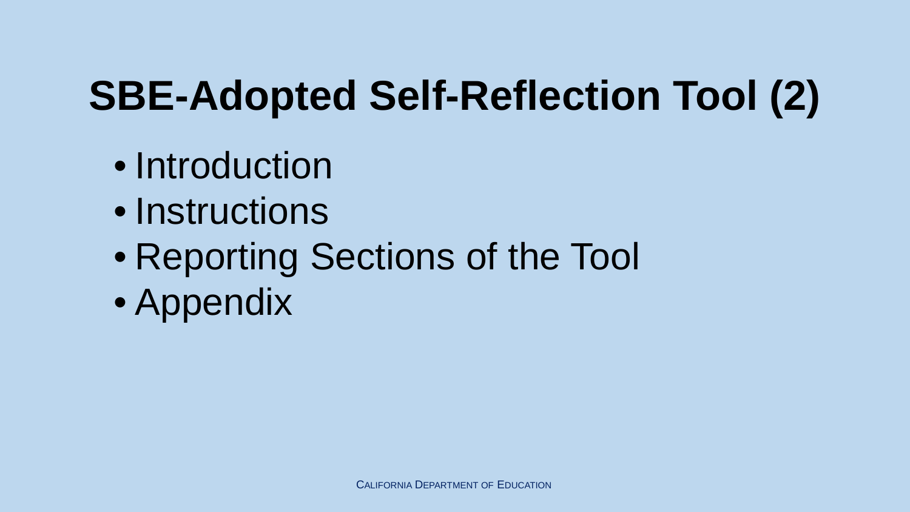# SBE-Adopted Self-Reflection Tool (2)

- Introduction
- Instructions
- Reporting Sections of the Tool
- Appendix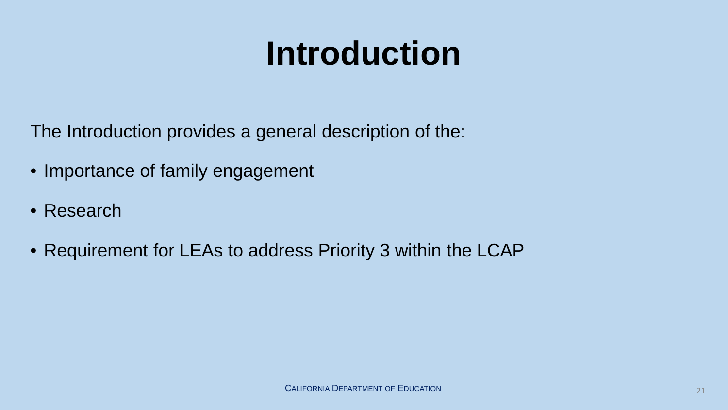# Introduction

The Introduction provides a general description of the:

- Importance of family engagement
- Research
- Requirement for LEAs to address Priority 3 within the LCAP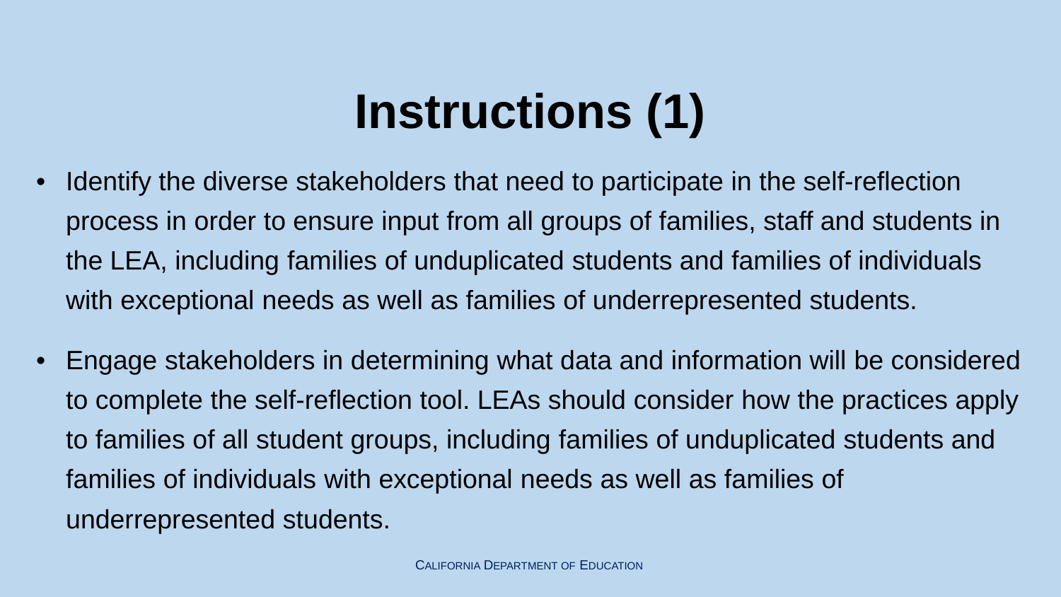# Instructions (1)

- Identify the diverse stakeholders that need to participate in the self-reflection process in order to ensure input from all groups of families, staff and students in the LEA, including families of unduplicated students and families of individuals with exceptional needs as well as families of underrepresented students.
- Engage stakeholders in determining what data and information will be considered to complete the self-reflection tool. LEAs should consider how the practices apply to families of all student groups, including families of unduplicated students and families of individuals with exceptional needs as well as families of underrepresented students.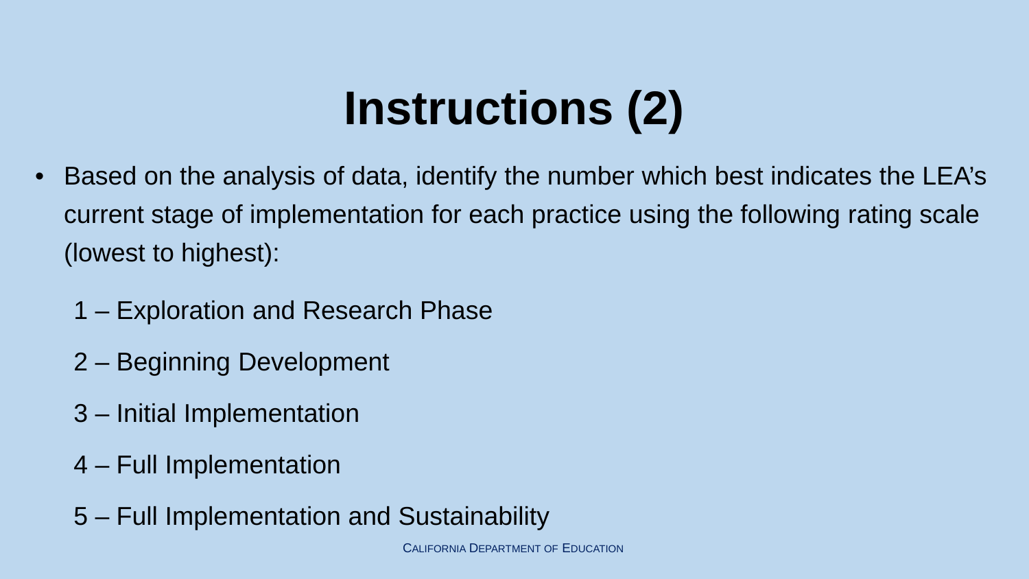# Instructions (2)

- Based on the analysis of data, identify the number which best indicates the LEA's current stage of implementation for each practice using the following rating scale (lowest to highest):

  1 – Exploration and Research Phase

  2 – Beginning Development

  3 – Initial Implementation

  4 – Full Implementation

  5 – Full Implementation and Sustainability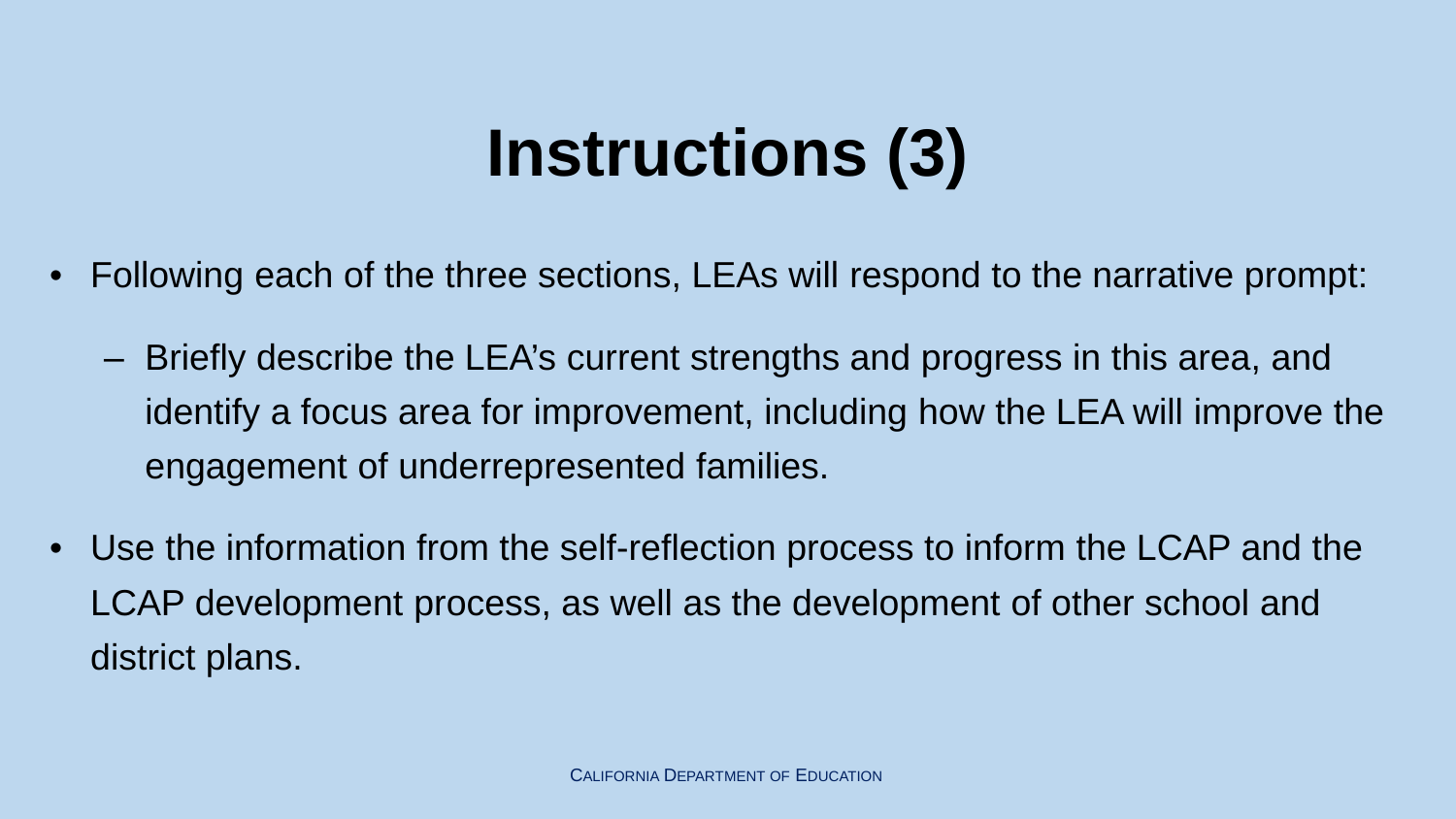# Instructions (3)

- Following each of the three sections, LEAs will respond to the narrative prompt:
  - Briefly describe the LEA's current strengths and progress in this area, and identify a focus area for improvement, including how the LEA will improve the engagement of underrepresented families.
- Use the information from the self-reflection process to inform the LCAP and the LCAP development process, as well as the development of other school and district plans.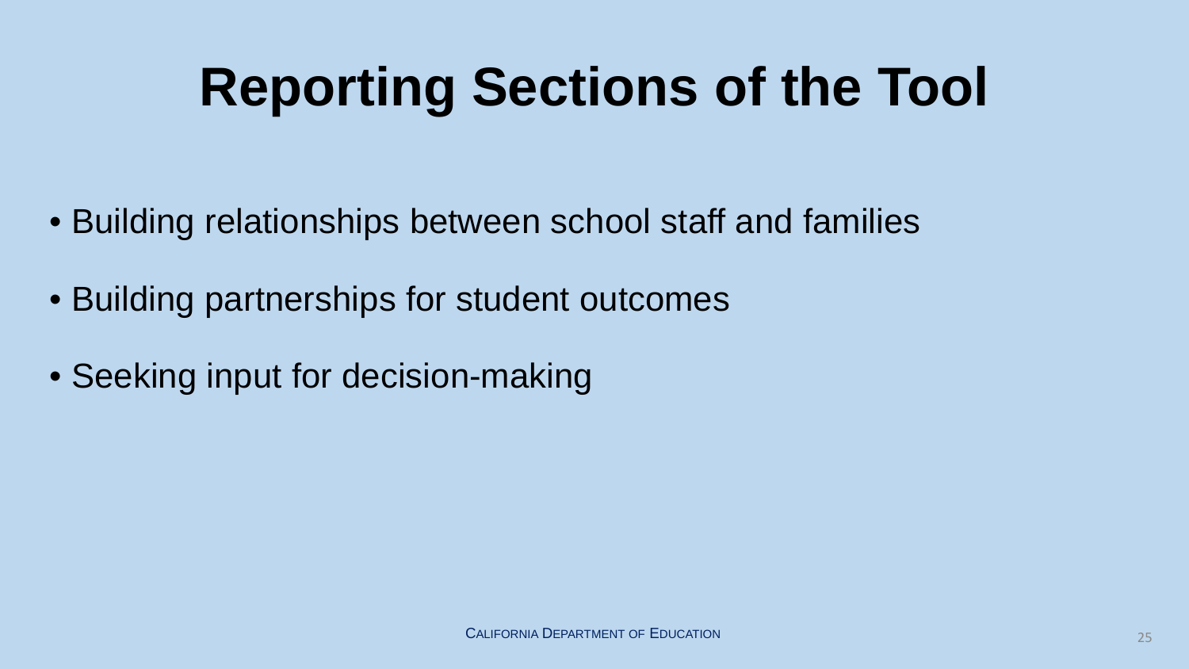# Reporting Sections of the Tool

- Building relationships between school staff and families
- Building partnerships for student outcomes
- Seeking input for decision-making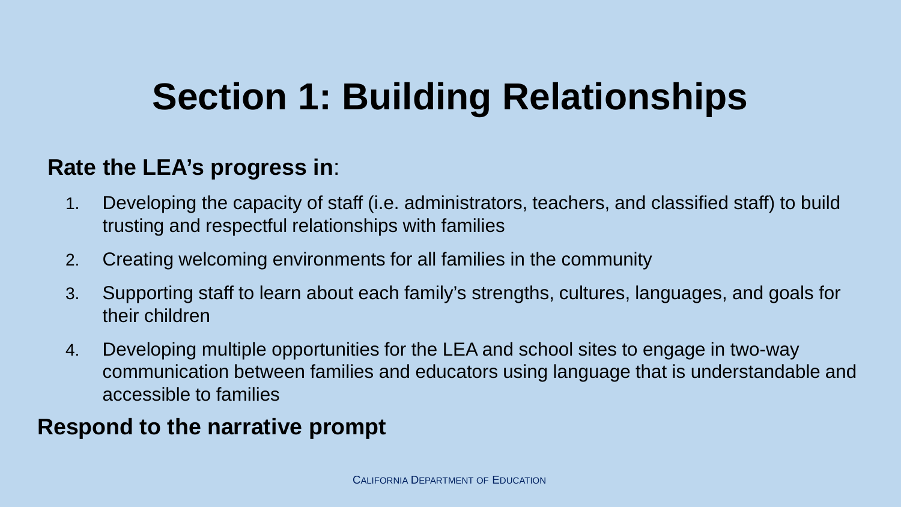# Section 1: Building Relationships

**Rate the LEA's progress in**:

1. Developing the capacity of staff (i.e. administrators, teachers, and classified staff) to build trusting and respectful relationships with families
2. Creating welcoming environments for all families in the community
3. Supporting staff to learn about each family's strengths, cultures, languages, and goals for their children
4. Developing multiple opportunities for the LEA and school sites to engage in two-way communication between families and educators using language that is understandable and accessible to families

**Respond to the narrative prompt**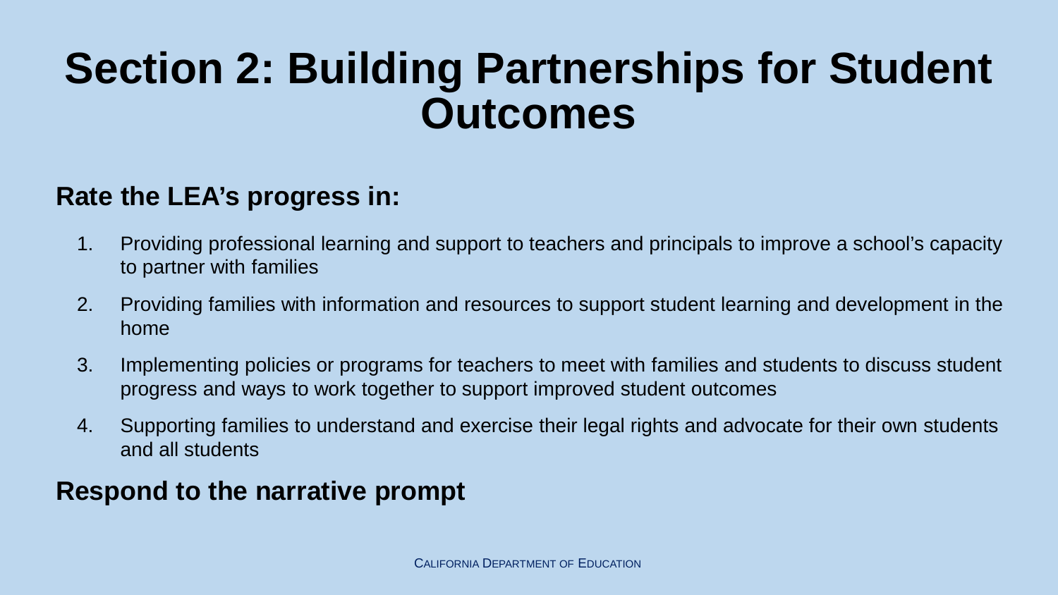# Section 2: Building Partnerships for Student Outcomes

**Rate the LEA's progress in:**

1. Providing professional learning and support to teachers and principals to improve a school's capacity to partner with families
2. Providing families with information and resources to support student learning and development in the home
3. Implementing policies or programs for teachers to meet with families and students to discuss student progress and ways to work together to support improved student outcomes
4. Supporting families to understand and exercise their legal rights and advocate for their own students and all students

**Respond to the narrative prompt**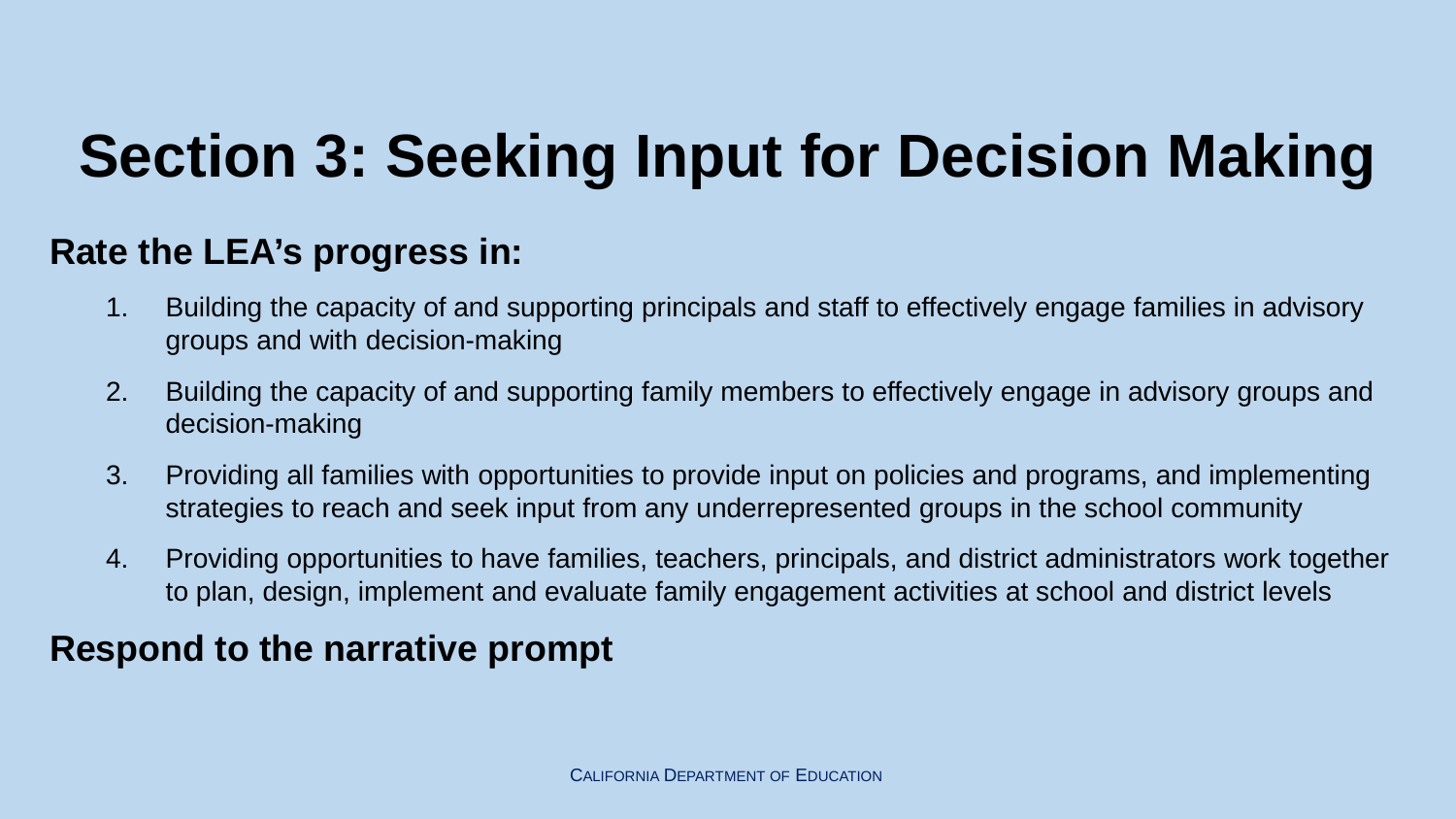# Section 3: Seeking Input for Decision Making

**Rate the LEA's progress in:**

1. Building the capacity of and supporting principals and staff to effectively engage families in advisory groups and with decision-making
2. Building the capacity of and supporting family members to effectively engage in advisory groups and decision-making
3. Providing all families with opportunities to provide input on policies and programs, and implementing strategies to reach and seek input from any underrepresented groups in the school community
4. Providing opportunities to have families, teachers, principals, and district administrators work together to plan, design, implement and evaluate family engagement activities at school and district levels

**Respond to the narrative prompt**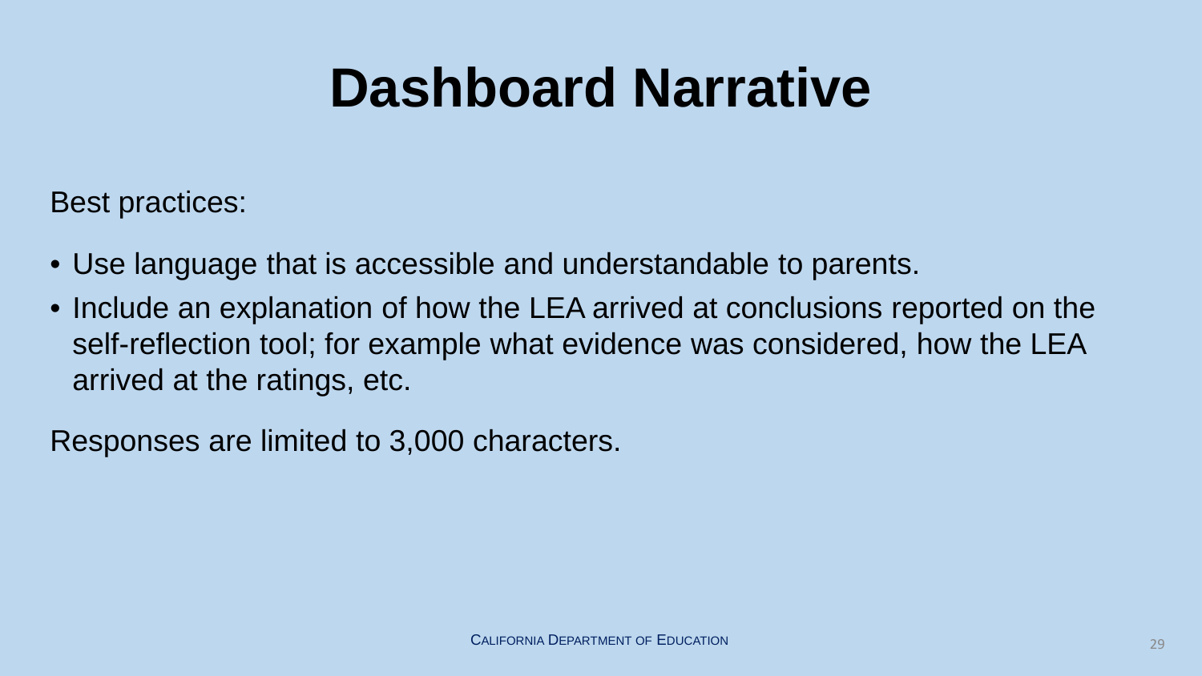# Dashboard Narrative

Best practices:

- Use language that is accessible and understandable to parents.
- Include an explanation of how the LEA arrived at conclusions reported on the self-reflection tool; for example what evidence was considered, how the LEA arrived at the ratings, etc.

Responses are limited to 3,000 characters.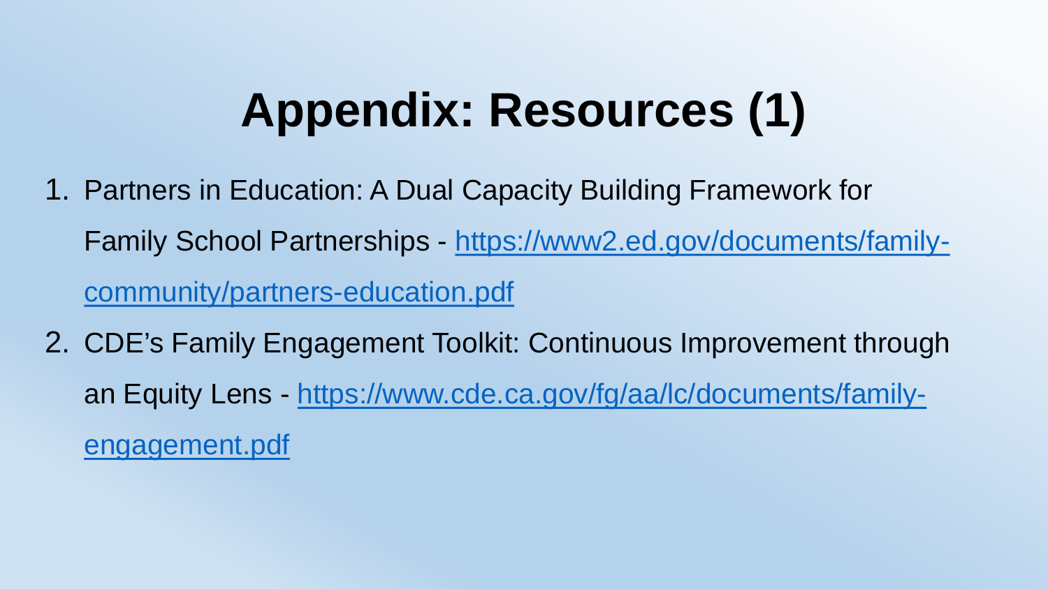# Appendix: Resources (1)

1. Partners in Education: A Dual Capacity Building Framework for Family School Partnerships - [https://www2.ed.gov/documents/family-community/partners-education.pdf](https://www2.ed.gov/documents/family-community/partners-education.pdf)
2. CDE's Family Engagement Toolkit: Continuous Improvement through an Equity Lens - [https://www.cde.ca.gov/fg/aa/lc/documents/family-engagement.pdf](https://www.cde.ca.gov/fg/aa/lc/documents/family-engagement.pdf)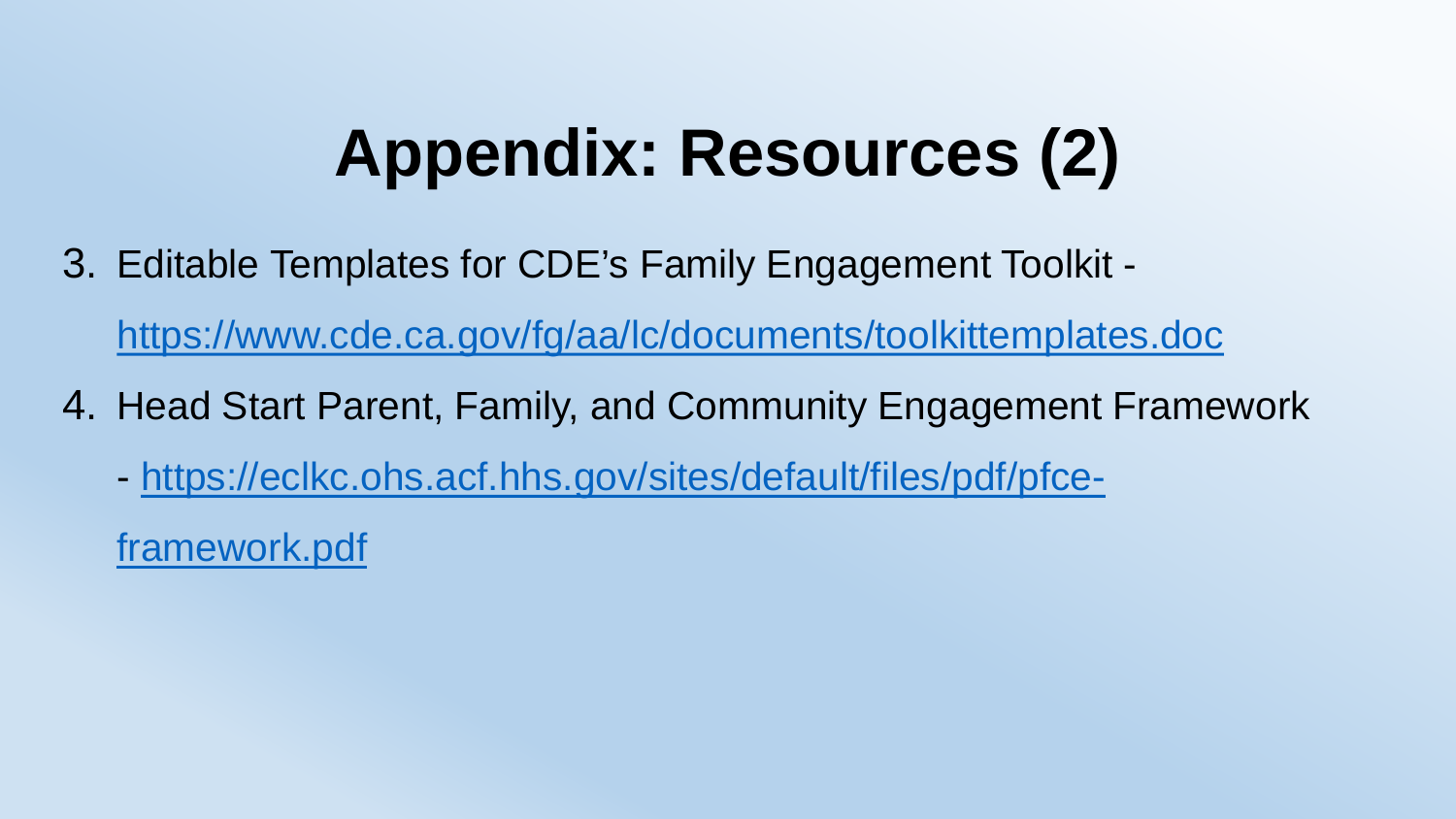# Appendix: Resources (2)

3. Editable Templates for CDE's Family Engagement Toolkit - https://www.cde.ca.gov/fg/aa/lc/documents/toolkittemplates.doc
4. Head Start Parent, Family, and Community Engagement Framework - https://eclkc.ohs.acf.hhs.gov/sites/default/files/pdf/pfce-framework.pdf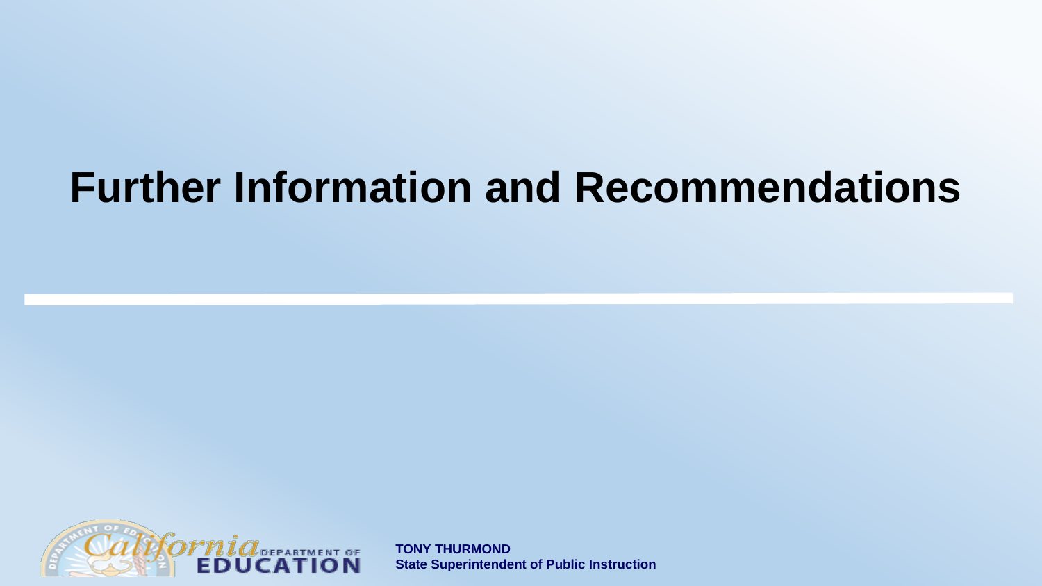# Further Information and Recommendations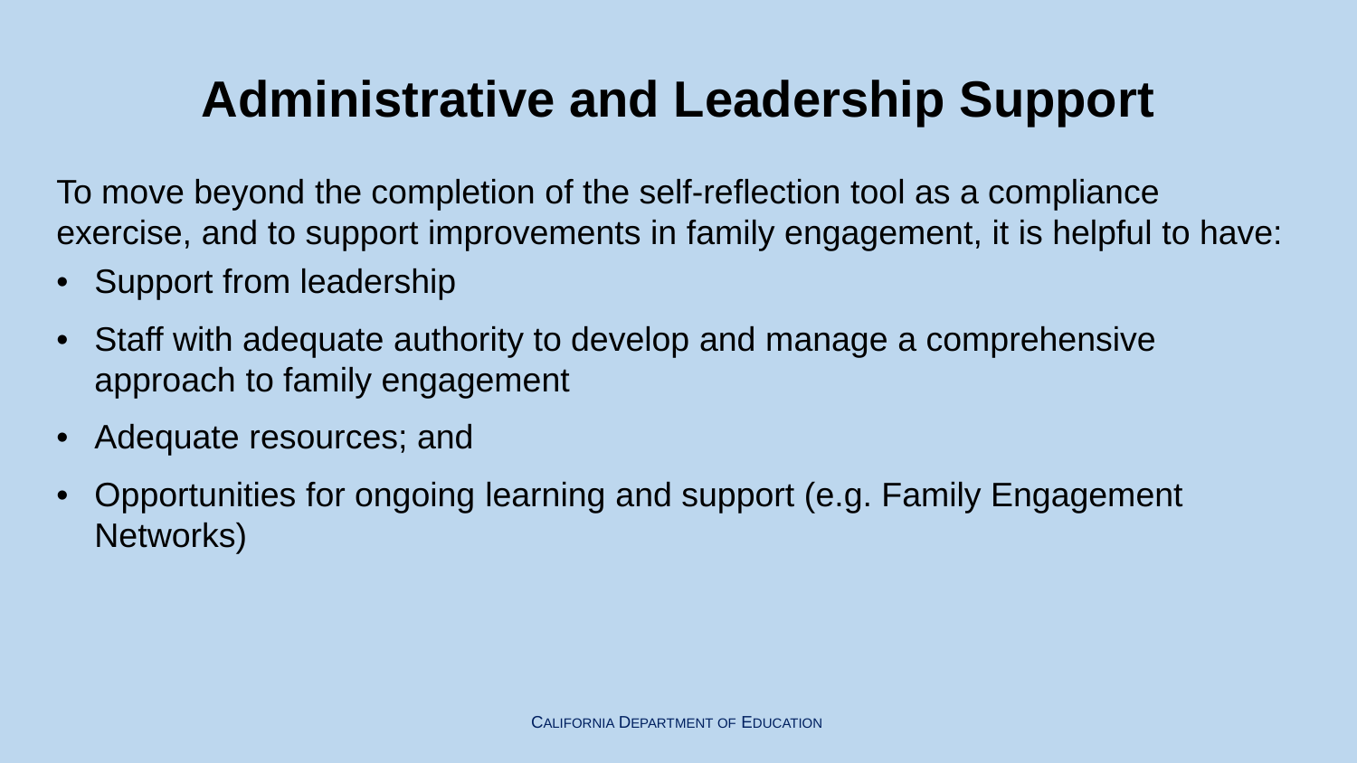# Administrative and Leadership Support

To move beyond the completion of the self-reflection tool as a compliance exercise, and to support improvements in family engagement, it is helpful to have:

- Support from leadership
- Staff with adequate authority to develop and manage a comprehensive approach to family engagement
- Adequate resources; and
- Opportunities for ongoing learning and support (e.g. Family Engagement Networks)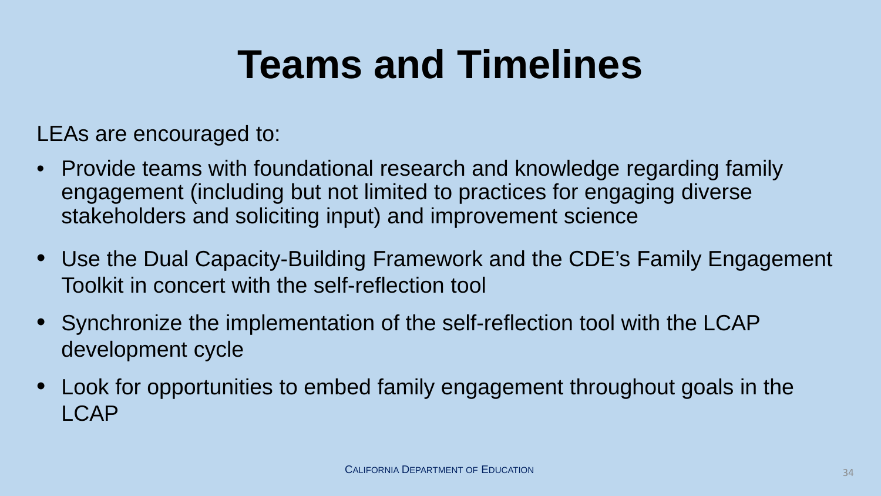# Teams and Timelines

LEAs are encouraged to:

- Provide teams with foundational research and knowledge regarding family engagement (including but not limited to practices for engaging diverse stakeholders and soliciting input) and improvement science
- Use the Dual Capacity-Building Framework and the CDE's Family Engagement Toolkit in concert with the self-reflection tool
- Synchronize the implementation of the self-reflection tool with the LCAP development cycle
- Look for opportunities to embed family engagement throughout goals in the LCAP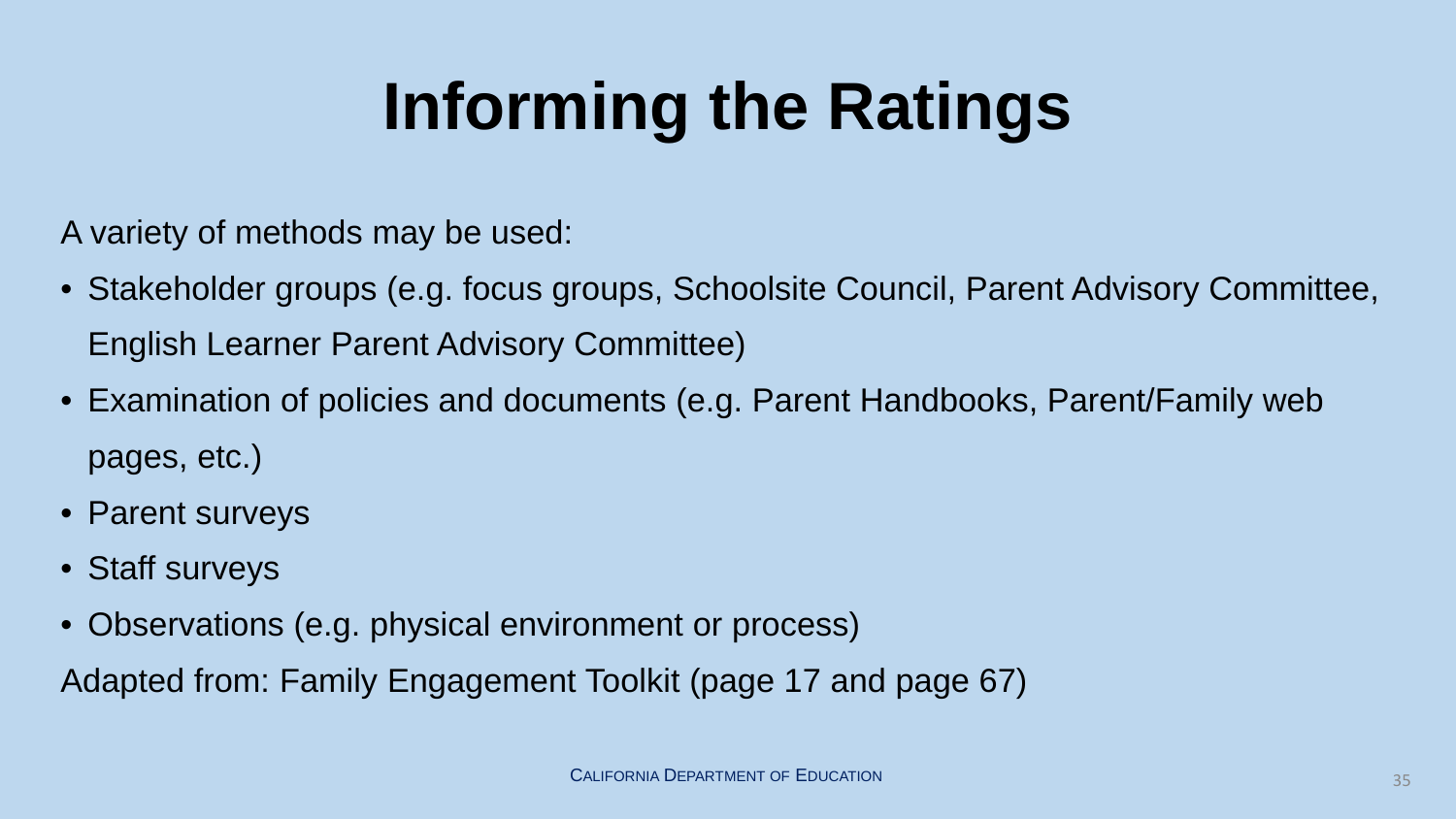# Informing the Ratings

A variety of methods may be used:

- Stakeholder groups (e.g. focus groups, Schoolsite Council, Parent Advisory Committee, English Learner Parent Advisory Committee)
- Examination of policies and documents (e.g. Parent Handbooks, Parent/Family web pages, etc.)
- Parent surveys
- Staff surveys
- Observations (e.g. physical environment or process)

Adapted from: Family Engagement Toolkit (page 17 and page 67)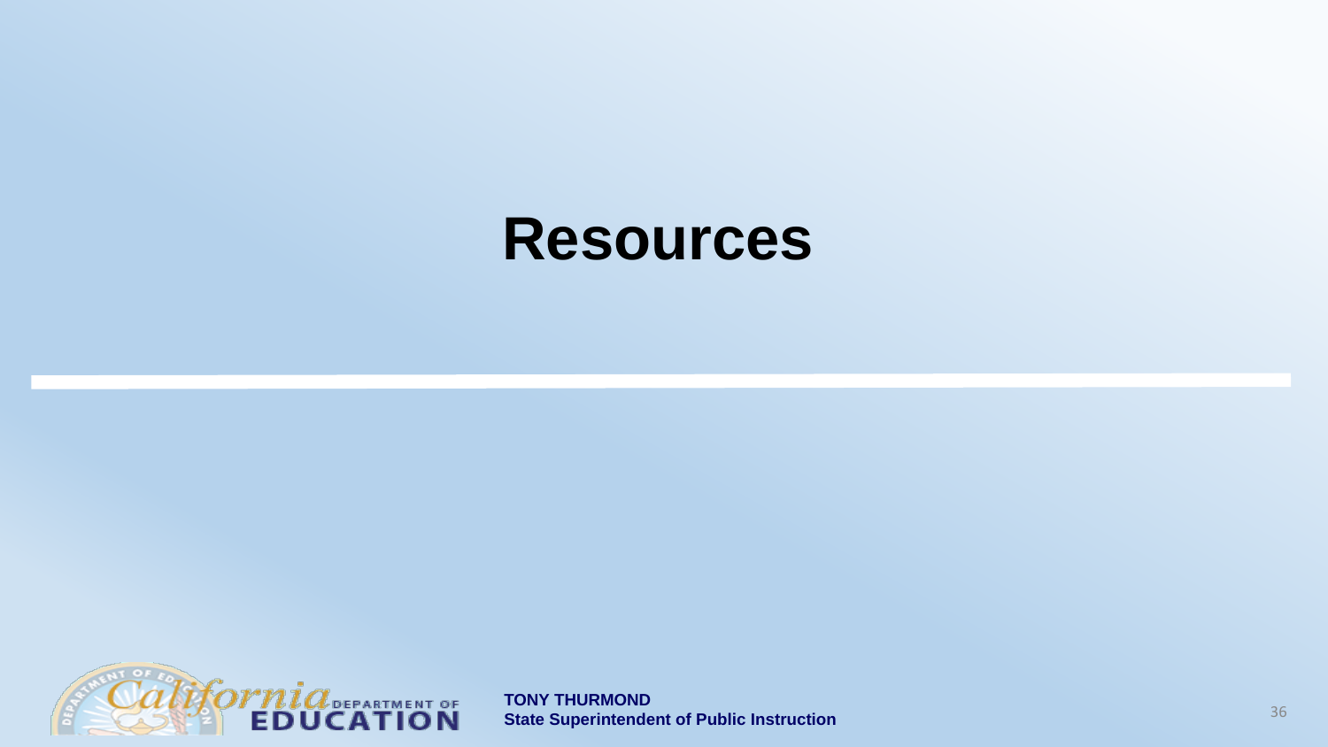# Resources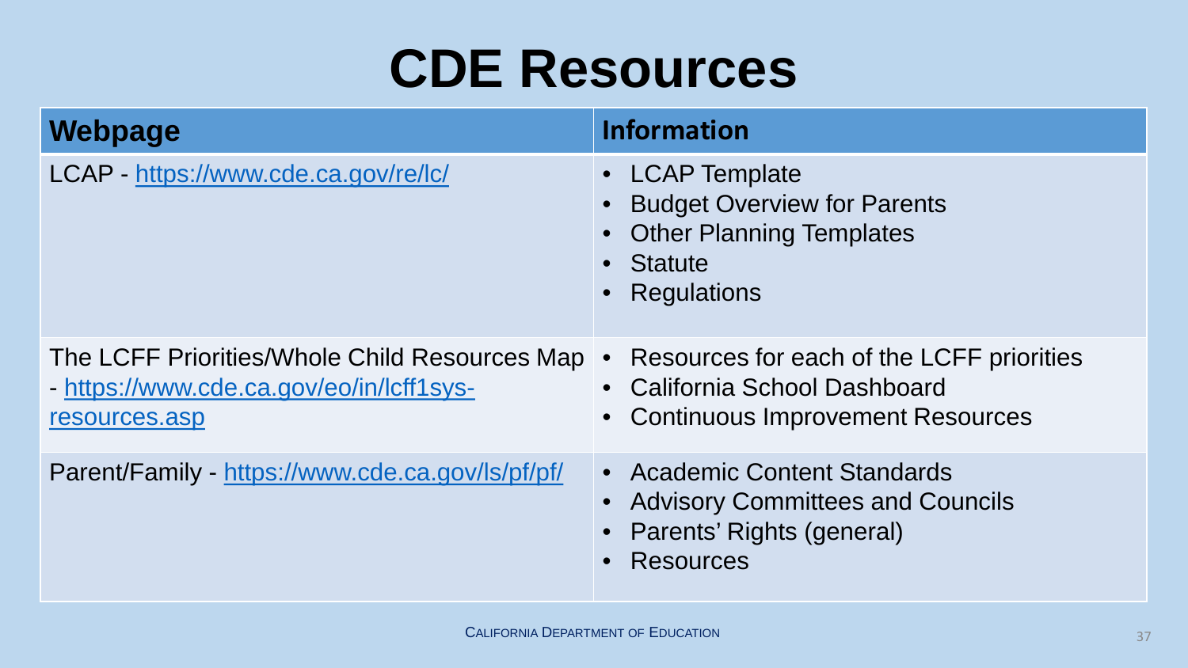# CDE Resources

| Webpage | Information |
| --- | --- |
| LCAP - https://www.cde.ca.gov/re/lc/ | • LCAP Template<br>• Budget Overview for Parents<br>• Other Planning Templates<br>• Statute<br>• Regulations |
| The LCFF Priorities/Whole Child Resources Map - https://www.cde.ca.gov/eo/in/lcff1sys-resources.asp | • Resources for each of the LCFF priorities<br>• California School Dashboard<br>• Continuous Improvement Resources |
| Parent/Family - https://www.cde.ca.gov/ls/pf/pf/ | • Academic Content Standards<br>• Advisory Committees and Councils<br>• Parents' Rights (general)<br>• Resources |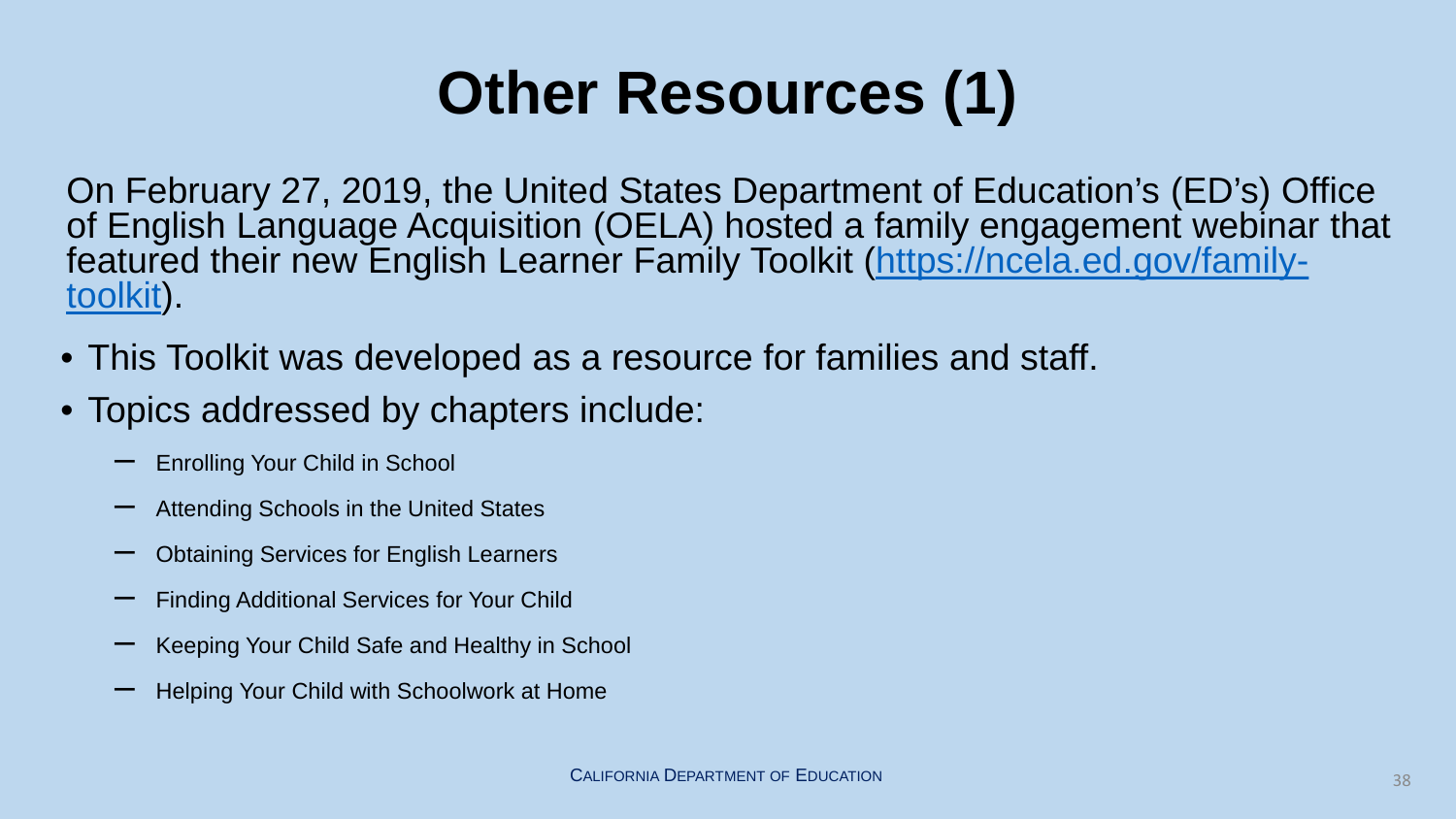# Other Resources (1)

On February 27, 2019, the United States Department of Education's (ED's) Office of English Language Acquisition (OELA) hosted a family engagement webinar that featured their new English Learner Family Toolkit (https://ncela.ed.gov/family-toolkit).

- This Toolkit was developed as a resource for families and staff.
- Topics addressed by chapters include:
  - Enrolling Your Child in School
  - Attending Schools in the United States
  - Obtaining Services for English Learners
  - Finding Additional Services for Your Child
  - Keeping Your Child Safe and Healthy in School
  - Helping Your Child with Schoolwork at Home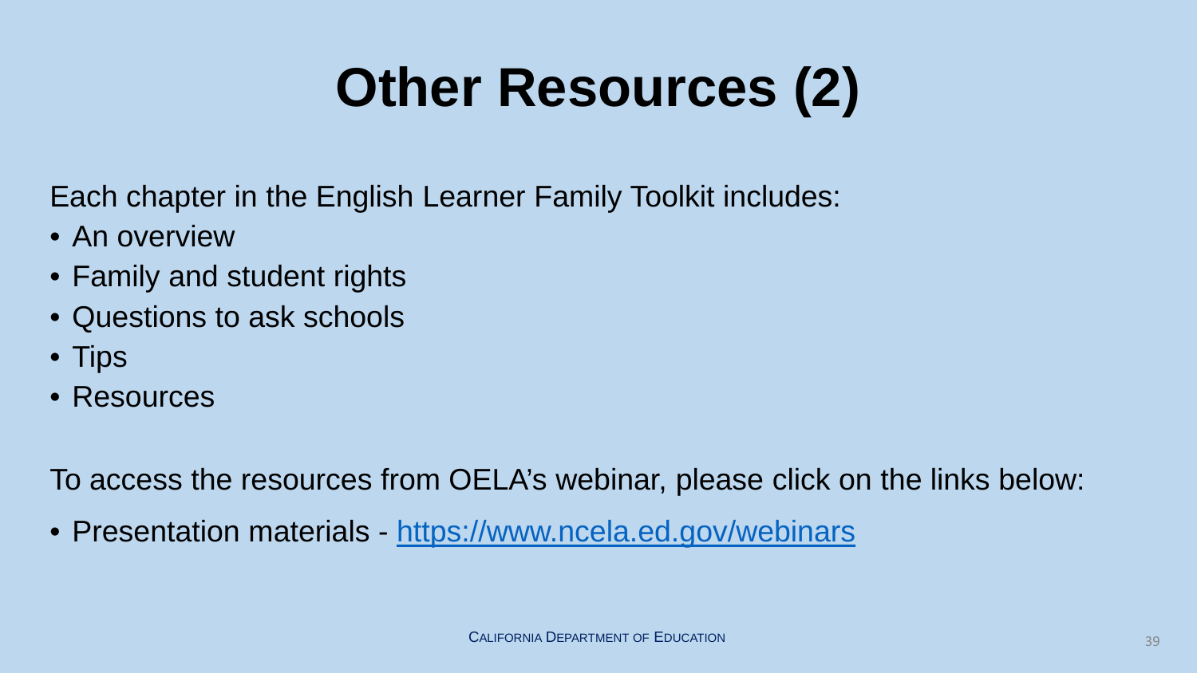# Other Resources (2)

Each chapter in the English Learner Family Toolkit includes:

- An overview
- Family and student rights
- Questions to ask schools
- Tips
- Resources

To access the resources from OELA's webinar, please click on the links below:

- Presentation materials - [https://www.ncela.ed.gov/webinars](https://www.ncela.ed.gov/webinars)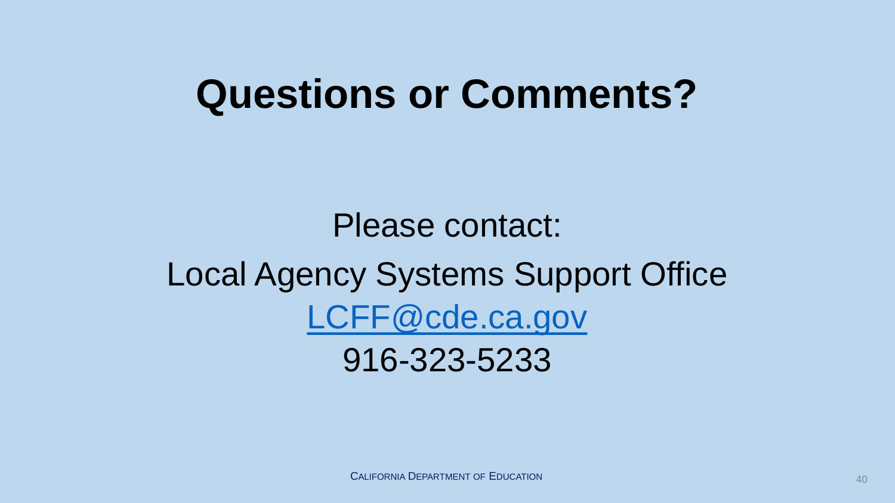# Questions or Comments?

Please contact:

Local Agency Systems Support Office

LCFF@cde.ca.gov

916-323-5233